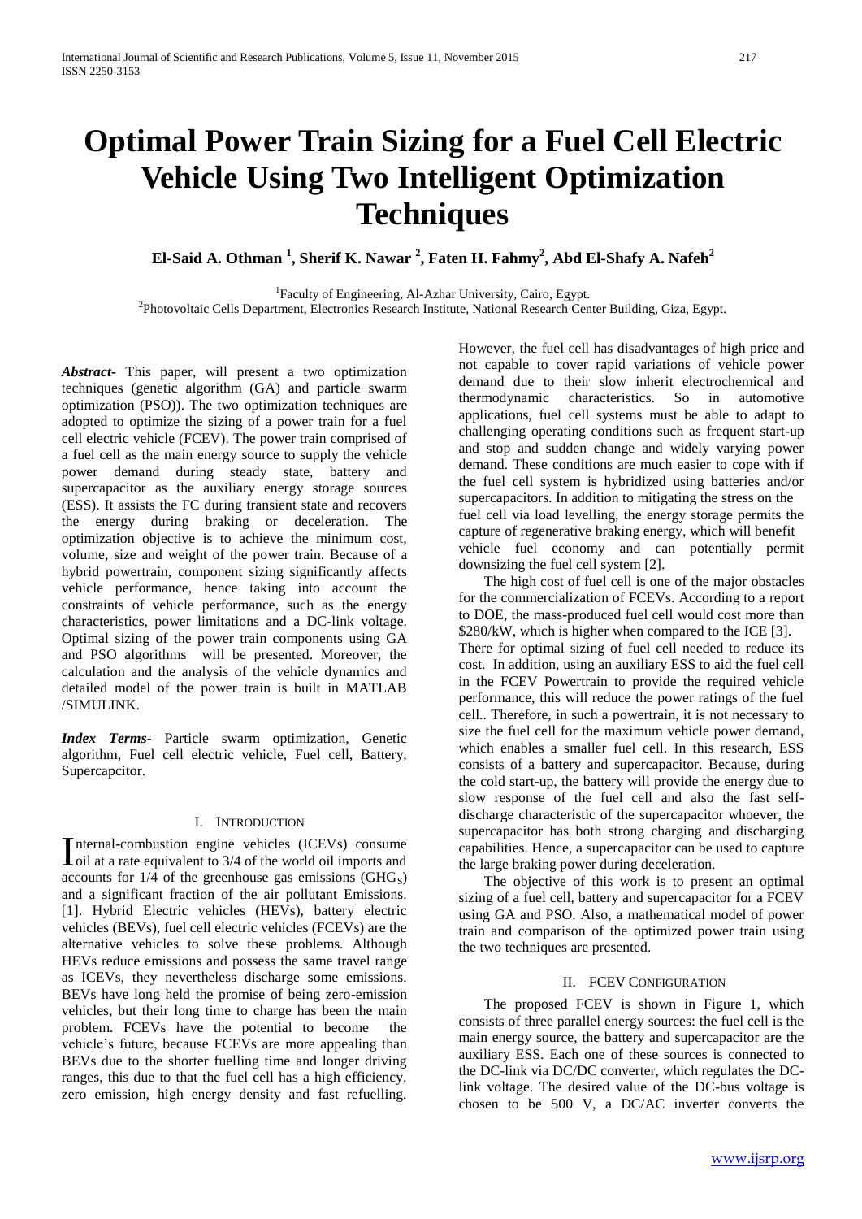# Optimal Power Train Sizing for a Fuel Cell Electric Vehicle Using Two Intelligent Optimization Techniques

**El-Said A. Othman [1], Sherif K. Nawar [2], Faten H. Fahmy[2], Abd El-Shafy A. Nafeh[2]**

[1]Faculty of Engineering, Al-Azhar University, Cairo, Egypt.
[2]Photovoltaic Cells Department, Electronics Research Institute, National Research Center Building, Giza, Egypt.

***Abstract-*** This paper, will present a two optimization techniques (genetic algorithm (GA) and particle swarm optimization (PSO)). The two optimization techniques are adopted to optimize the sizing of a power train for a fuel cell electric vehicle (FCEV). The power train comprised of a fuel cell as the main energy source to supply the vehicle power demand during steady state, battery and supercapacitor as the auxiliary energy storage sources (ESS). It assists the FC during transient state and recovers the energy during braking or deceleration. The optimization objective is to achieve the minimum cost, volume, size and weight of the power train. Because of a hybrid powertrain, component sizing significantly affects vehicle performance, hence taking into account the constraints of vehicle performance, such as the energy characteristics, power limitations and a DC-link voltage. Optimal sizing of the power train components using GA and PSO algorithms will be presented. Moreover, the calculation and the analysis of the vehicle dynamics and detailed model of the power train is built in MATLAB /SIMULINK.

***Index Terms*****-** Particle swarm optimization, Genetic algorithm, Fuel cell electric vehicle, Fuel cell, Battery, Supercapcitor.

## I. Introduction

Internal-combustion engine vehicles (ICEVs) consume oil at a rate equivalent to 3/4 of the world oil imports and accounts for 1/4 of the greenhouse gas emissions ($GHG_S$) and a significant fraction of the air pollutant Emissions. [1]. Hybrid Electric vehicles (HEVs), battery electric vehicles (BEVs), fuel cell electric vehicles (FCEVs) are the alternative vehicles to solve these problems. Although HEVs reduce emissions and possess the same travel range as ICEVs, they nevertheless discharge some emissions. BEVs have long held the promise of being zero-emission vehicles, but their long time to charge has been the main problem. FCEVs have the potential to become the vehicle's future, because FCEVs are more appealing than BEVs due to the shorter fuelling time and longer driving ranges, this due to that the fuel cell has a high efficiency, zero emission, high energy density and fast refuelling. However, the fuel cell has disadvantages of high price and not capable to cover rapid variations of vehicle power demand due to their slow inherit electrochemical and thermodynamic characteristics. So in automotive applications, fuel cell systems must be able to adapt to challenging operating conditions such as frequent start-up and stop and sudden change and widely varying power demand. These conditions are much easier to cope with if the fuel cell system is hybridized using batteries and/or supercapacitors. In addition to mitigating the stress on the fuel cell via load levelling, the energy storage permits the capture of regenerative braking energy, which will benefit vehicle fuel economy and can potentially permit downsizing the fuel cell system [2].

The high cost of fuel cell is one of the major obstacles for the commercialization of FCEVs. According to a report to DOE, the mass-produced fuel cell would cost more than \$280/kW, which is higher when compared to the ICE [3]. There for optimal sizing of fuel cell needed to reduce its cost. In addition, using an auxiliary ESS to aid the fuel cell in the FCEV Powertrain to provide the required vehicle performance, this will reduce the power ratings of the fuel cell.. Therefore, in such a powertrain, it is not necessary to size the fuel cell for the maximum vehicle power demand, which enables a smaller fuel cell. In this research, ESS consists of a battery and supercapacitor. Because, during the cold start-up, the battery will provide the energy due to slow response of the fuel cell and also the fast self-discharge characteristic of the supercapacitor whoever, the supercapacitor has both strong charging and discharging capabilities. Hence, a supercapacitor can be used to capture the large braking power during deceleration.

The objective of this work is to present an optimal sizing of a fuel cell, battery and supercapacitor for a FCEV using GA and PSO. Also, a mathematical model of power train and comparison of the optimized power train using the two techniques are presented.

## II. FCEV Configuration

The proposed FCEV is shown in Figure 1, which consists of three parallel energy sources: the fuel cell is the main energy source, the battery and supercapacitor are the auxiliary ESS. Each one of these sources is connected to the DC-link via DC/DC converter, which regulates the DC-link voltage. The desired value of the DC-bus voltage is chosen to be 500 V, a DC/AC inverter converts the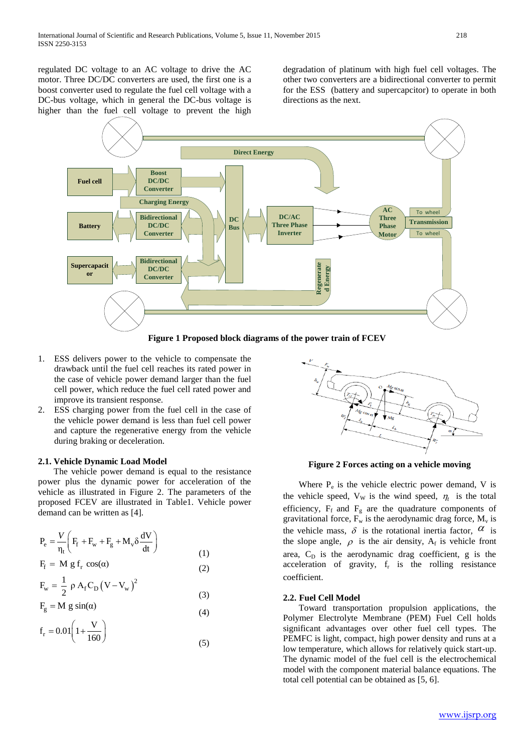regulated DC voltage to an AC voltage to drive the AC motor. Three DC/DC converters are used, the first one is a boost converter used to regulate the fuel cell voltage with a DC-bus voltage, which in general the DC-bus voltage is higher than the fuel cell voltage to prevent the high degradation of platinum with high fuel cell voltages. The other two converters are a bidirectional converter to permit for the ESS (battery and supercapcitor) to operate in both directions as the next.

**Figure 1 Proposed block diagrams of the power train of FCEV**

1. ESS delivers power to the vehicle to compensate the drawback until the fuel cell reaches its rated power in the case of vehicle power demand larger than the fuel cell power, which reduce the fuel cell rated power and improve its transient response.
2. ESS charging power from the fuel cell in the case of the vehicle power demand is less than fuel cell power and capture the regenerative energy from the vehicle during braking or deceleration.

### 2.1. Vehicle Dynamic Load Model

The vehicle power demand is equal to the resistance power plus the dynamic power for acceleration of the vehicle as illustrated in Figure 2. The parameters of the proposed FCEV are illustrated in Table1. Vehicle power demand can be written as [4].

$$P_e = \frac{V}{\eta_t}\left(F_f + F_w + F_g + M_v \delta \frac{dV}{dt}\right) \quad (1)$$

$$F_f = M\, g\, f_r \cos(\alpha) \quad (2)$$

$$F_w = \frac{1}{2}\rho A_f C_D \left(V - V_w\right)^2 \quad (3)$$

$$F_g = M\, g \sin(\alpha) \quad (4)$$

$$f_r = 0.01\left(1 + \frac{V}{160}\right) \quad (5)$$

**Figure 2 Forces acting on a vehicle moving**

Where $P_e$ is the vehicle electric power demand, V is the vehicle speed, $V_W$ is the wind speed, $\eta_t$ is the total efficiency, $F_f$ and $F_g$ are the quadrature components of gravitational force, $F_w$ is the aerodynamic drag force, $M_v$ is the vehicle mass, $\delta$ is the rotational inertia factor, $\alpha$ is the slope angle, $\rho$ is the air density, $A_f$ is vehicle front area, $C_D$ is the aerodynamic drag coefficient, g is the acceleration of gravity, $f_r$ is the rolling resistance coefficient.

### 2.2. Fuel Cell Model

Toward transportation propulsion applications, the Polymer Electrolyte Membrane (PEM) Fuel Cell holds significant advantages over other fuel cell types. The PEMFC is light, compact, high power density and runs at a low temperature, which allows for relatively quick start-up. The dynamic model of the fuel cell is the electrochemical model with the component material balance equations. The total cell potential can be obtained as [5, 6].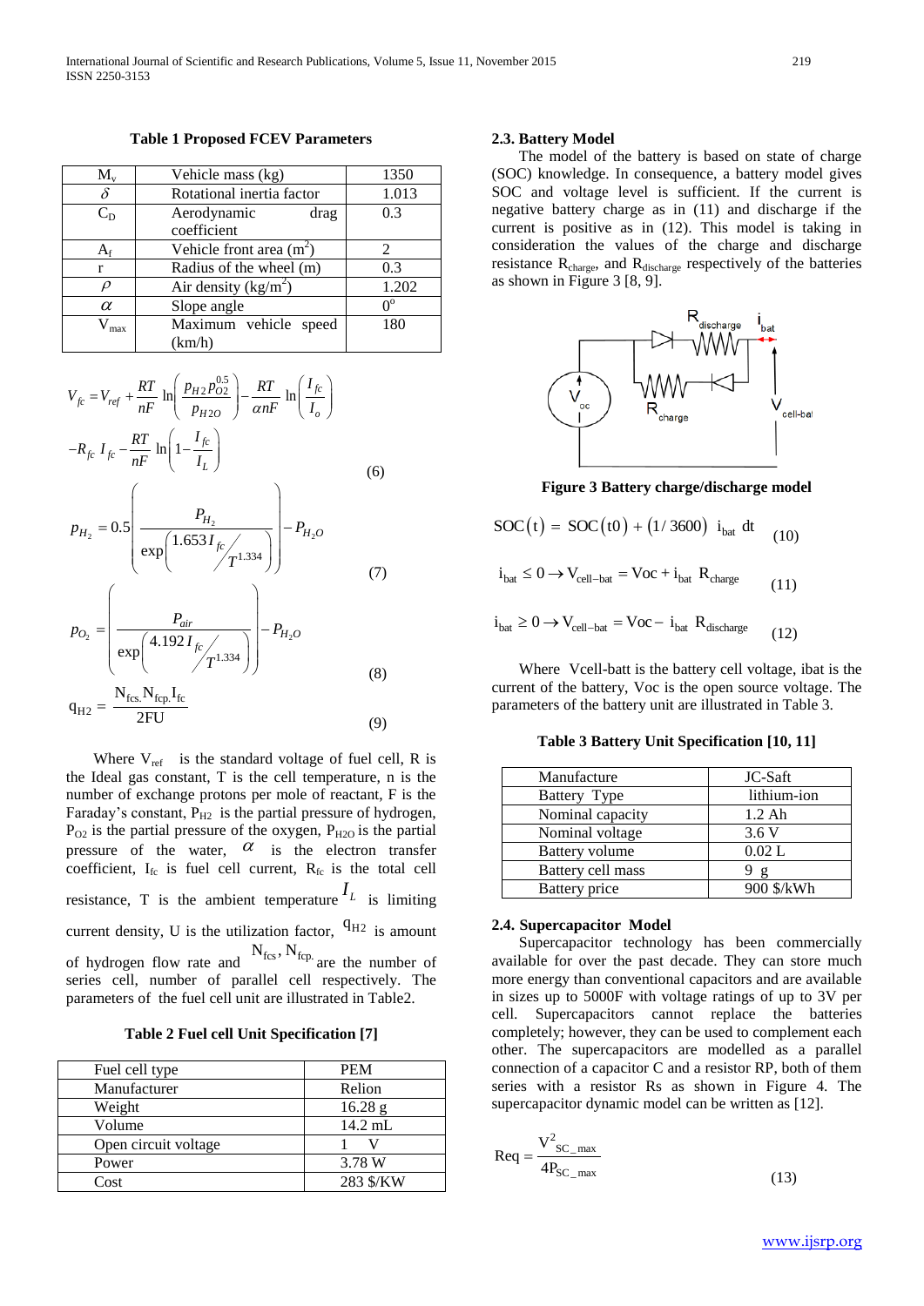**Table 1 Proposed FCEV Parameters**

| | | |
|---|---|---|
| $M_v$ | Vehicle mass (kg) | 1350 |
| $\delta$ | Rotational inertia factor | 1.013 |
| $C_D$ | Aerodynamic drag coefficient | 0.3 |
| $A_f$ | Vehicle front area ($m^2$) | 2 |
| r | Radius of the wheel (m) | 0.3 |
| $\rho$ | Air density ($kg/m^2$) | 1.202 |
| $\alpha$ | Slope angle | $0^o$ |
| $V_{max}$ | Maximum vehicle speed (km/h) | 180 |

$$V_{fc} = V_{ref} + \frac{RT}{nF}\ln\left(\frac{p_{H2}\,p_{O2}^{0.5}}{p_{H2O}}\right) - \frac{RT}{\alpha nF}\ln\left(\frac{I_{fc}}{I_o}\right) - R_{fc}\,I_{fc} - \frac{RT}{nF}\ln\left(1-\frac{I_{fc}}{I_L}\right) \quad (6)$$

$$p_{H_2} = 0.5\left(\frac{P_{H_2}}{\exp\left(1.653\,I_{fc}/T^{1.334}\right)}\right) - P_{H_2O} \quad (7)$$

$$p_{O_2} = \left(\frac{P_{air}}{\exp\left(4.192\,I_{fc}/T^{1.334}\right)}\right) - P_{H_2O} \quad (8)$$

$$q_{H2} = \frac{N_{fcs}.N_{fcp}.I_{fc}}{2FU} \quad (9)$$

Where $V_{ref}$ is the standard voltage of fuel cell, R is the Ideal gas constant, T is the cell temperature, n is the number of exchange protons per mole of reactant, F is the Faraday's constant, $P_{H2}$ is the partial pressure of hydrogen, $P_{O2}$ is the partial pressure of the oxygen, $P_{H2O}$ is the partial pressure of the water, $\alpha$ is the electron transfer coefficient, $I_{fc}$ is fuel cell current, $R_{fc}$ is the total cell resistance, T is the ambient temperature $I_L$ is limiting current density, U is the utilization factor, $q_{H2}$ is amount of hydrogen flow rate and $N_{fcs}, N_{fcp.}$ are the number of series cell, number of parallel cell respectively. The parameters of the fuel cell unit are illustrated in Table2.

**Table 2 Fuel cell Unit Specification [7]**

| | |
|---|---|
| Fuel cell type | PEM |
| Manufacturer | Relion |
| Weight | 16.28 g |
| Volume | 14.2 mL |
| Open circuit voltage | 1 V |
| Power | 3.78 W |
| Cost | 283 $/KW |

### 2.3. Battery Model

The model of the battery is based on state of charge (SOC) knowledge. In consequence, a battery model gives SOC and voltage level is sufficient. If the current is negative battery charge as in (11) and discharge if the current is positive as in (12). This model is taking in consideration the values of the charge and discharge resistance $R_{charge}$, and $R_{discharge}$ respectively of the batteries as shown in Figure 3 [8, 9].

**Figure 3 Battery charge/discharge model**

$$SOC(t) = SOC(t0) + (1/3600)\; i_{bat}\; dt \quad (10)$$

$$i_{bat} \le 0 \rightarrow V_{cell-bat} = Voc + i_{bat}\; R_{charge} \quad (11)$$

$$i_{bat} \ge 0 \rightarrow V_{cell-bat} = Voc - i_{bat}\; R_{discharge} \quad (12)$$

Where Vcell-batt is the battery cell voltage, ibat is the current of the battery, Voc is the open source voltage. The parameters of the battery unit are illustrated in Table 3.

**Table 3 Battery Unit Specification [10, 11]**

| | |
|---|---|
| Manufacture | JC-Saft |
| Battery Type | lithium-ion |
| Nominal capacity | 1.2 Ah |
| Nominal voltage | 3.6 V |
| Battery volume | 0.02 L |
| Battery cell mass | 9 g |
| Battery price | 900 $/kWh |

### 2.4. Supercapacitor Model

Supercapacitor technology has been commercially available for over the past decade. They can store much more energy than conventional capacitors and are available in sizes up to 5000F with voltage ratings of up to 3V per cell. Supercapacitors cannot replace the batteries completely; however, they can be used to complement each other. The supercapacitors are modelled as a parallel connection of a capacitor C and a resistor RP, both of them series with a resistor Rs as shown in Figure 4. The supercapacitor dynamic model can be written as [12].

$$Req = \frac{V^2_{SC\_max}}{4P_{SC\_max}} \quad (13)$$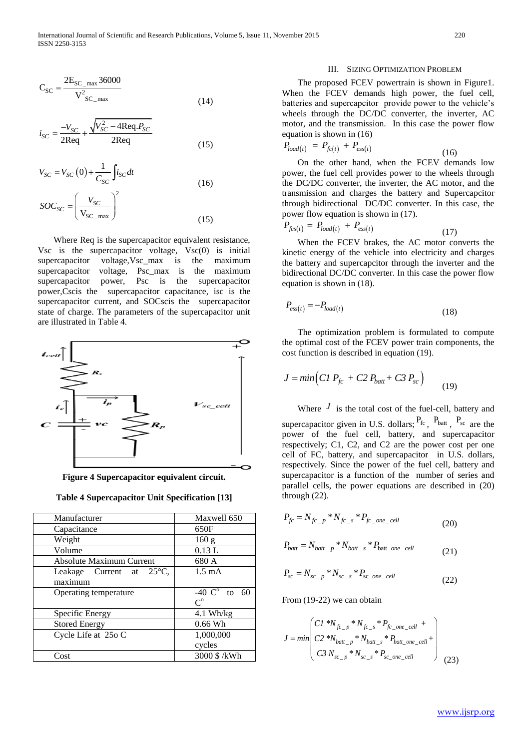$$C_{SC} = \frac{2E_{SC\_max}36000}{V^2_{SC\_max}} \tag{14}$$

$$i_{SC} = \frac{-V_{SC}}{2Req} + \frac{\sqrt{V_{SC}^2 - 4Req.P_{SC}}}{2Req} \tag{15}$$

$$V_{SC} = V_{SC}(0) + \frac{1}{C_{SC}}\int i_{SC}dt \tag{16}$$

$$SOC_{SC} = \left(\frac{V_{SC}}{V_{SC\_max}}\right)^2 \tag{15}$$

Where Req is the supercapacitor equivalent resistance, Vsc is the supercapacitor voltage, Vsc(0) is initial supercapacitor voltage,Vsc_max is the maximum supercapacitor voltage, Psc_max is the maximum supercapacitor power, Psc is the supercapacitor power,Cscis the supercapacitor capacitance, isc is the supercapacitor current, and SOCscis the supercapacitor state of charge. The parameters of the supercapacitor unit are illustrated in Table 4.

**Figure 4 Supercapacitor equivalent circuit.**

**Table 4 Supercapacitor Unit Specification [13]**

| Manufacturer | Maxwell 650 |
|---|---|
| Capacitance | 650F |
| Weight | 160 g |
| Volume | 0.13 L |
| Absolute Maximum Current | 680 A |
| Leakage Current at 25°C, maximum | 1.5 mA |
| Operating temperature | -40 C° to 60 C° |
| Specific Energy | 4.1 Wh/kg |
| Stored Energy | 0.66 Wh |
| Cycle Life at 25o C | 1,000,000 cycles |
| Cost | 3000 $ /kWh |

## III. Sizing Optimization Problem

The proposed FCEV powertrain is shown in Figure1. When the FCEV demands high power, the fuel cell, batteries and supercapcitor provide power to the vehicle's wheels through the DC/DC converter, the inverter, AC motor, and the transmission. In this case the power flow equation is shown in (16)

$$P_{load(t)} = P_{fc(t)} + P_{ess(t)} \tag{16}$$

On the other hand, when the FCEV demands low power, the fuel cell provides power to the wheels through the DC/DC converter, the inverter, the AC motor, and the transmission and charges the battery and Supercapcitor through bidirectional DC/DC converter. In this case, the power flow equation is shown in (17).

$$P_{fcs(t)} = P_{load(t)} + P_{ess(t)} \tag{17}$$

When the FCEV brakes, the AC motor converts the kinetic energy of the vehicle into electricity and charges the battery and supercapcitor through the inverter and the bidirectional DC/DC converter. In this case the power flow equation is shown in (18).

$$P_{ess(t)} = -P_{load(t)} \tag{18}$$

The optimization problem is formulated to compute the optimal cost of the FCEV power train components, the cost function is described in equation (19).

$$J = min\left(C1\, P_{fc} + C2\, P_{batt} + C3\, P_{sc}\right) \tag{19}$$

Where $J$ is the total cost of the fuel-cell, battery and supercapacitor given in U.S. dollars; $P_{fc}$, $P_{batt}$, $P_{sc}$ are the power of the fuel cell, battery, and supercapacitor respectively; C1, C2, and C2 are the power cost per one cell of FC, battery, and supercapacitor in U.S. dollars, respectively. Since the power of the fuel cell, battery and supercapacitor is a function of the number of series and parallel cells, the power equations are described in (20) through (22).

$$P_{fc} = N_{fc\_p} * N_{fc\_s} * P_{fc\_one\_cell} \tag{20}$$

$$P_{batt} = N_{batt\_p} * N_{batt\_s} * P_{batt\_one\_cell} \tag{21}$$

$$P_{sc} = N_{sc\_p} * N_{sc\_s} * P_{sc\_one\_cell} \tag{22}$$

From (19-22) we can obtain

$$J = min\begin{pmatrix} C1 * N_{fc\_p} * N_{fc\_s} * P_{fc\_one\_cell} + \\ C2 * N_{batt\_p} * N_{batt\_s} * P_{batt\_one\_cell} + \\ C3\, N_{sc\_p} * N_{sc\_s} * P_{sc\_one\_cell} \end{pmatrix} \tag{23}$$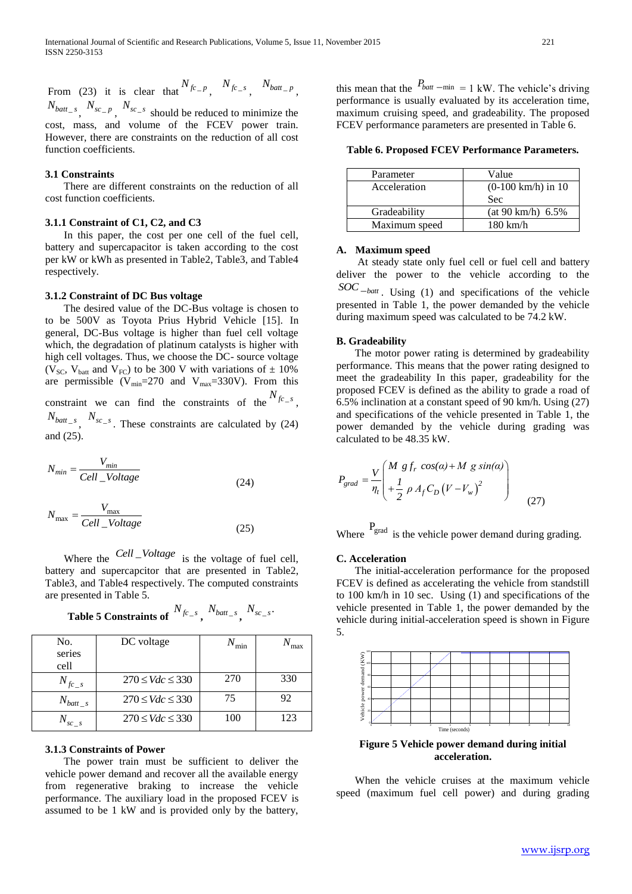From (23) it is clear that $N_{fc\_p}$, $N_{fc\_s}$, $N_{batt\_p}$, $N_{batt\_s}$, $N_{sc\_p}$, $N_{sc\_s}$ should be reduced to minimize the cost, mass, and volume of the FCEV power train. However, there are constraints on the reduction of all cost function coefficients.

### 3.1 Constraints

There are different constraints on the reduction of all cost function coefficients.

#### 3.1.1 Constraint of C1, C2, and C3

In this paper, the cost per one cell of the fuel cell, battery and supercapacitor is taken according to the cost per kW or kWh as presented in Table2, Table3, and Table4 respectively.

#### 3.1.2 Constraint of DC Bus voltage

The desired value of the DC-Bus voltage is chosen to to be 500V as Toyota Prius Hybrid Vehicle [15]. In general, DC-Bus voltage is higher than fuel cell voltage which, the degradation of platinum catalysts is higher with high cell voltages. Thus, we choose the DC- source voltage ($V_{SC}$, $V_{batt}$ and $V_{FC}$) to be 300 V with variations of ± 10% are permissible ($V_{min}$=270 and $V_{max}$=330V). From this constraint we can find the constraints of the $N_{fc\_s}$, $N_{batt\_s}$, $N_{sc\_s}$. These constraints are calculated by (24) and (25).

$$N_{min} = \frac{V_{min}}{Cell\_Voltage} \qquad (24)$$

$$N_{\max} = \frac{V_{\max}}{Cell\_Voltage} \qquad (25)$$

Where the $Cell\_Voltage$ is the voltage of fuel cell, battery and supercapcitor that are presented in Table2, Table3, and Table4 respectively. The computed constraints are presented in Table 5.

**Table 5 Constraints of $N_{fc\_s}$, $N_{batt\_s}$, $N_{sc\_s}$.**

| No. series cell | DC voltage | $N_{\min}$ | $N_{\max}$ |
|---|---|---|---|
| $N_{fc\_s}$ | $270 \le Vdc \le 330$ | 270 | 330 |
| $N_{batt\_s}$ | $270 \le Vdc \le 330$ | 75 | 92 |
| $N_{sc\_s}$ | $270 \le Vdc \le 330$ | 100 | 123 |

#### 3.1.3 Constraints of Power

The power train must be sufficient to deliver the vehicle power demand and recover all the available energy from regenerative braking to increase the vehicle performance. The auxiliary load in the proposed FCEV is assumed to be 1 kW and is provided only by the battery, this mean that the $P_{batt-\min}$ = 1 kW. The vehicle's driving performance is usually evaluated by its acceleration time, maximum cruising speed, and gradeability. The proposed FCEV performance parameters are presented in Table 6.

**Table 6. Proposed FCEV Performance Parameters.**

| Parameter | Value |
|---|---|
| Acceleration | (0-100 km/h) in 10 Sec |
| Gradeability | (at 90 km/h) 6.5% |
| Maximum speed | 180 km/h |

**A. Maximum speed**

At steady state only fuel cell or fuel cell and battery deliver the power to the vehicle according to the $SOC_{-batt}$. Using (1) and specifications of the vehicle presented in Table 1, the power demanded by the vehicle during maximum speed was calculated to be 74.2 kW.

**B. Gradeability**

The motor power rating is determined by gradeability performance. This means that the power rating designed to meet the gradeability In this paper, gradeability for the proposed FCEV is defined as the ability to grade a road of 6.5% inclination at a constant speed of 90 km/h. Using (27) and specifications of the vehicle presented in Table 1, the power demanded by the vehicle during grading was calculated to be 48.35 kW.

$$P_{grad} = \frac{V}{\eta_t}\begin{pmatrix} M\ g\, f_r\ \cos(\alpha) + M\ g\ \sin(\alpha) \\ +\dfrac{1}{2}\ \rho\ A_f C_D \left(V - V_w\right)^2 \end{pmatrix} \qquad (27)$$

Where $P_{grad}$ is the vehicle power demand during grading.

**C. Acceleration**

The initial-acceleration performance for the proposed FCEV is defined as accelerating the vehicle from standstill to 100 km/h in 10 sec. Using (1) and specifications of the vehicle presented in Table 1, the power demanded by the vehicle during initial-acceleration speed is shown in Figure 5.

**Figure 5 Vehicle power demand during initial acceleration.**

When the vehicle cruises at the maximum vehicle speed (maximum fuel cell power) and during grading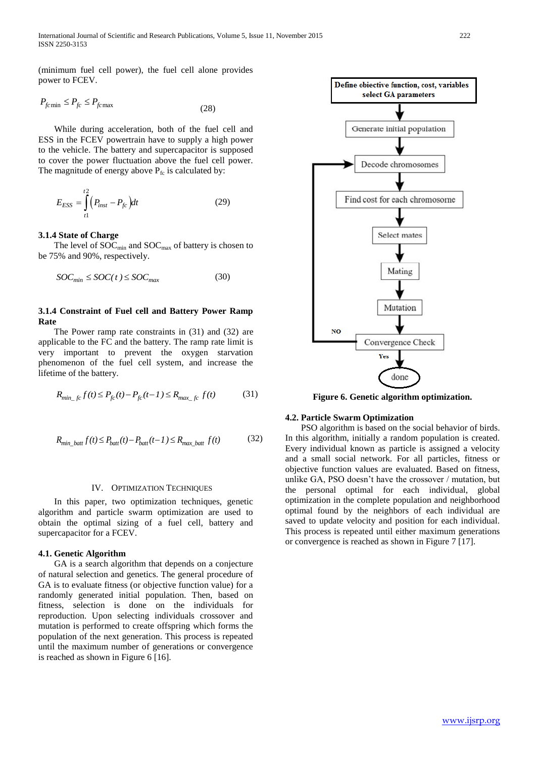(minimum fuel cell power), the fuel cell alone provides power to FCEV.

$$P_{fc\min} \leq P_{fc} \leq P_{fc\max} \tag{28}$$

While during acceleration, both of the fuel cell and ESS in the FCEV powertrain have to supply a high power to the vehicle. The battery and supercapacitor is supposed to cover the power fluctuation above the fuel cell power. The magnitude of energy above $P_{fc}$ is calculated by:

$$E_{ESS} = \int_{t1}^{t2} \left(P_{inst} - P_{fc}\right) dt \tag{29}$$

### 3.1.4 State of Charge

The level of $SOC_{min}$ and $SOC_{max}$ of battery is chosen to be 75% and 90%, respectively.

$$SOC_{min} \leq SOC(t) \leq SOC_{max} \tag{30}$$

### 3.1.4 Constraint of Fuel cell and Battery Power Ramp Rate

The Power ramp rate constraints in (31) and (32) are applicable to the FC and the battery. The ramp rate limit is very important to prevent the oxygen starvation phenomenon of the fuel cell system, and increase the lifetime of the battery.

$$R_{min\_fc}\, f(t) \leq P_{fc}(t) - P_{fc}(t-1) \leq R_{max\_fc}\, f(t) \tag{31}$$

$$R_{min\_batt}\, f(t) \leq P_{batt}(t) - P_{batt}(t-1) \leq R_{max\_batt}\, f(t) \tag{32}$$

## IV. Optimization Techniques

In this paper, two optimization techniques, genetic algorithm and particle swarm optimization are used to obtain the optimal sizing of a fuel cell, battery and supercapacitor for a FCEV.

### 4.1. Genetic Algorithm

GA is a search algorithm that depends on a conjecture of natural selection and genetics. The general procedure of GA is to evaluate fitness (or objective function value) for a randomly generated initial population. Then, based on fitness, selection is done on the individuals for reproduction. Upon selecting individuals crossover and mutation is performed to create offspring which forms the population of the next generation. This process is repeated until the maximum number of generations or convergence is reached as shown in Figure 6 [16].

Define objective function, cost, variables select GA parameters → Generate initial population → Decode chromosomes → Find cost for each chromosome → Select mates → Mating → Mutation → Convergence Check (NO → Decode chromosomes; Yes → done)

**Figure 6. Genetic algorithm optimization.**

### 4.2. Particle Swarm Optimization

PSO algorithm is based on the social behavior of birds. In this algorithm, initially a random population is created. Every individual known as particle is assigned a velocity and a small social network. For all particles, fitness or objective function values are evaluated. Based on fitness, unlike GA, PSO doesn't have the crossover / mutation, but the personal optimal for each individual, global optimization in the complete population and neighborhood optimal found by the neighbors of each individual are saved to update velocity and position for each individual. This process is repeated until either maximum generations or convergence is reached as shown in Figure 7 [17].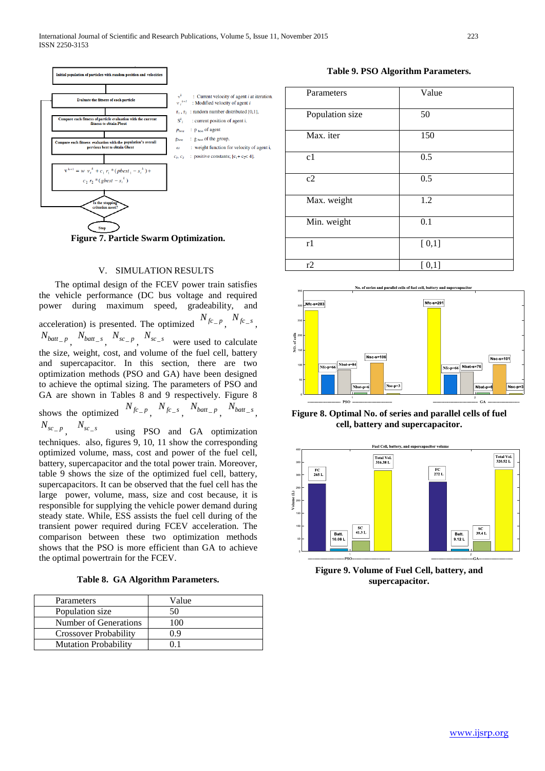Figure 7. Particle Swarm Optimization.

## V. SIMULATION RESULTS

The optimal design of the FCEV power train satisfies the vehicle performance (DC bus voltage and required power during maximum speed, gradeability, and acceleration) is presented. The optimized $N_{fc\_p}$, $N_{fc\_s}$, $N_{batt\_p}$, $N_{batt\_s}$, $N_{sc\_p}$, $N_{sc\_s}$ were used to calculate the size, weight, cost, and volume of the fuel cell, battery and supercapacitor. In this section, there are two optimization methods (PSO and GA) have been designed to achieve the optimal sizing. The parameters of PSO and GA are shown in Tables 8 and 9 respectively. Figure 8 shows the optimized $N_{fc\_p}$, $N_{fc\_s}$, $N_{batt\_p}$, $N_{batt\_s}$, $N_{sc\_p}$, $N_{sc\_s}$ using PSO and GA optimization techniques. also, figures 9, 10, 11 show the corresponding optimized volume, mass, cost and power of the fuel cell, battery, supercapacitor and the total power train. Moreover, table 9 shows the size of the optimized fuel cell, battery, supercapacitors. It can be observed that the fuel cell has the large power, volume, mass, size and cost because, it is responsible for supplying the vehicle power demand during steady state. While, ESS assists the fuel cell during of the transient power required during FCEV acceleration. The comparison between two optimization methods shows that the PSO is more efficient than GA to achieve the optimal powertrain for the FCEV.

**Table 8. GA Algorithm Parameters.**

| Parameters | Value |
|---|---|
| Population size | 50 |
| Number of Generations | 100 |
| Crossover Probability | 0.9 |
| Mutation Probability | 0.1 |

**Table 9. PSO Algorithm Parameters.**

| Parameters | Value |
|---|---|
| Population size | 50 |
| Max. iter | 150 |
| c1 | 0.5 |
| c2 | 0.5 |
| Max. weight | 1.2 |
| Min. weight | 0.1 |
| r1 | [ 0,1] |
| r2 | [ 0,1] |

**Figure 8. Optimal No. of series and parallel cells of fuel cell, battery and supercapacitor.**

**Figure 9. Volume of Fuel Cell, battery, and supercapacitor.**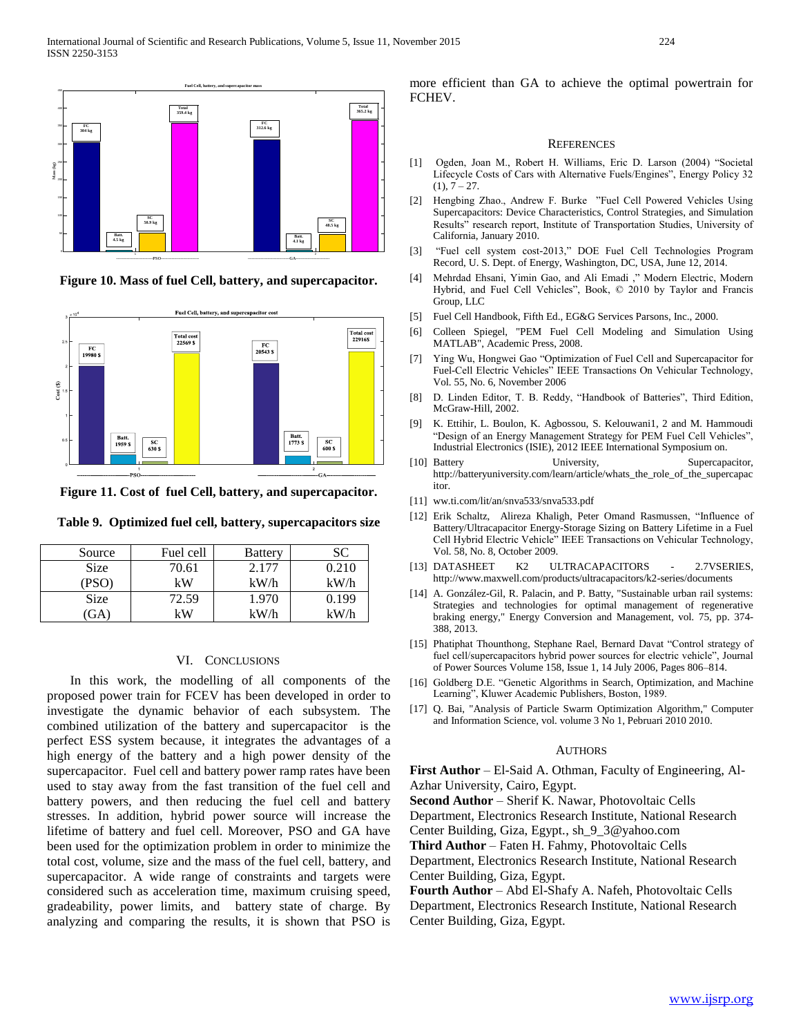Fuel Cell, battery, and supercapacitor mass

Mass (kg)

FC 304 kg

Batt. 4.5 kg

SC 50.9 kg

Total 359.4 kg

FC 312.6 kg

Batt. 4.1 kg

SC 48.5 kg

Total 365.2 kg

PSO

GA

**Figure 10. Mass of fuel Cell, battery, and supercapacitor.**

Fuel Cell, battery, and supercapacitor cost

Cost ($)

FC 19980 $

Batt. 1959 $

SC 630 $

Total cost 22569 $

FC 20543 $

Batt. 1773 $

SC 600 $

Total cost 22916$

PSO

GA

**Figure 11. Cost of fuel Cell, battery, and supercapacitor.**

**Table 9. Optimized fuel cell, battery, supercapacitors size**

| Source | Fuel cell | Battery | SC |
|---|---|---|---|
| Size (PSO) | 70.61 kW | 2.177 kW/h | 0.210 kW/h |
| Size (GA) | 72.59 kW | 1.970 kW/h | 0.199 kW/h |

## VI. Conclusions

In this work, the modelling of all components of the proposed power train for FCEV has been developed in order to investigate the dynamic behavior of each subsystem. The combined utilization of the battery and supercapacitor is the perfect ESS system because, it integrates the advantages of a high energy of the battery and a high power density of the supercapacitor. Fuel cell and battery power ramp rates have been used to stay away from the fast transition of the fuel cell and battery powers, and then reducing the fuel cell and battery stresses. In addition, hybrid power source will increase the lifetime of battery and fuel cell. Moreover, PSO and GA have been used for the optimization problem in order to minimize the total cost, volume, size and the mass of the fuel cell, battery, and supercapacitor. A wide range of constraints and targets were considered such as acceleration time, maximum cruising speed, gradeability, power limits, and battery state of charge. By analyzing and comparing the results, it is shown that PSO is more efficient than GA to achieve the optimal powertrain for FCHEV.

## References

[1] Ogden, Joan M., Robert H. Williams, Eric D. Larson (2004) "Societal Lifecycle Costs of Cars with Alternative Fuels/Engines", Energy Policy 32 (1), 7 – 27.

[2] Hengbing Zhao., Andrew F. Burke "Fuel Cell Powered Vehicles Using Supercapacitors: Device Characteristics, Control Strategies, and Simulation Results" research report, Institute of Transportation Studies, University of California, January 2010.

[3] "Fuel cell system cost-2013," DOE Fuel Cell Technologies Program Record, U. S. Dept. of Energy, Washington, DC, USA, June 12, 2014.

[4] Mehrdad Ehsani, Yimin Gao, and Ali Emadi ," Modern Electric, Modern Hybrid, and Fuel Cell Vehicles", Book, © 2010 by Taylor and Francis Group, LLC

[5] Fuel Cell Handbook, Fifth Ed., EG&G Services Parsons, Inc., 2000.

[6] Colleen Spiegel, "PEM Fuel Cell Modeling and Simulation Using MATLAB", Academic Press, 2008.

[7] Ying Wu, Hongwei Gao "Optimization of Fuel Cell and Supercapacitor for Fuel-Cell Electric Vehicles" IEEE Transactions On Vehicular Technology, Vol. 55, No. 6, November 2006

[8] D. Linden Editor, T. B. Reddy, "Handbook of Batteries", Third Edition, McGraw-Hill, 2002.

[9] K. Ettihir, L. Boulon, K. Agbossou, S. Kelouwani1, 2 and M. Hammoudi "Design of an Energy Management Strategy for PEM Fuel Cell Vehicles", Industrial Electronics (ISIE), 2012 IEEE International Symposium on.

[10] Battery University, Supercapacitor, http://batteryuniversity.com/learn/article/whats_the_role_of_the_supercapacitor.

[11] ww.ti.com/lit/an/snva533/snva533.pdf

[12] Erik Schaltz, Alireza Khaligh, Peter Omand Rasmussen, "Influence of Battery/Ultracapacitor Energy-Storage Sizing on Battery Lifetime in a Fuel Cell Hybrid Electric Vehicle" IEEE Transactions on Vehicular Technology, Vol. 58, No. 8, October 2009.

[13] DATASHEET K2 ULTRACAPACITORS - 2.7VSERIES, http://www.maxwell.com/products/ultracapacitors/k2-series/documents

[14] A. González-Gil, R. Palacin, and P. Batty, "Sustainable urban rail systems: Strategies and technologies for optimal management of regenerative braking energy," Energy Conversion and Management, vol. 75, pp. 374-388, 2013.

[15] Phatiphat Thounthong, Stephane Rael, Bernard Davat "Control strategy of fuel cell/supercapacitors hybrid power sources for electric vehicle", Journal of Power Sources Volume 158, Issue 1, 14 July 2006, Pages 806–814.

[16] Goldberg D.E. "Genetic Algorithms in Search, Optimization, and Machine Learning", Kluwer Academic Publishers, Boston, 1989.

[17] Q. Bai, "Analysis of Particle Swarm Optimization Algorithm," Computer and Information Science, vol. volume 3 No 1, Pebruari 2010 2010.

## Authors

**First Author** – El-Said A. Othman, Faculty of Engineering, Al-Azhar University, Cairo, Egypt.

**Second Author** – Sherif K. Nawar, Photovoltaic Cells Department, Electronics Research Institute, National Research Center Building, Giza, Egypt., sh_9_3@yahoo.com

**Third Author** – Faten H. Fahmy, Photovoltaic Cells Department, Electronics Research Institute, National Research Center Building, Giza, Egypt.

**Fourth Author** – Abd El-Shafy A. Nafeh, Photovoltaic Cells Department, Electronics Research Institute, National Research Center Building, Giza, Egypt.